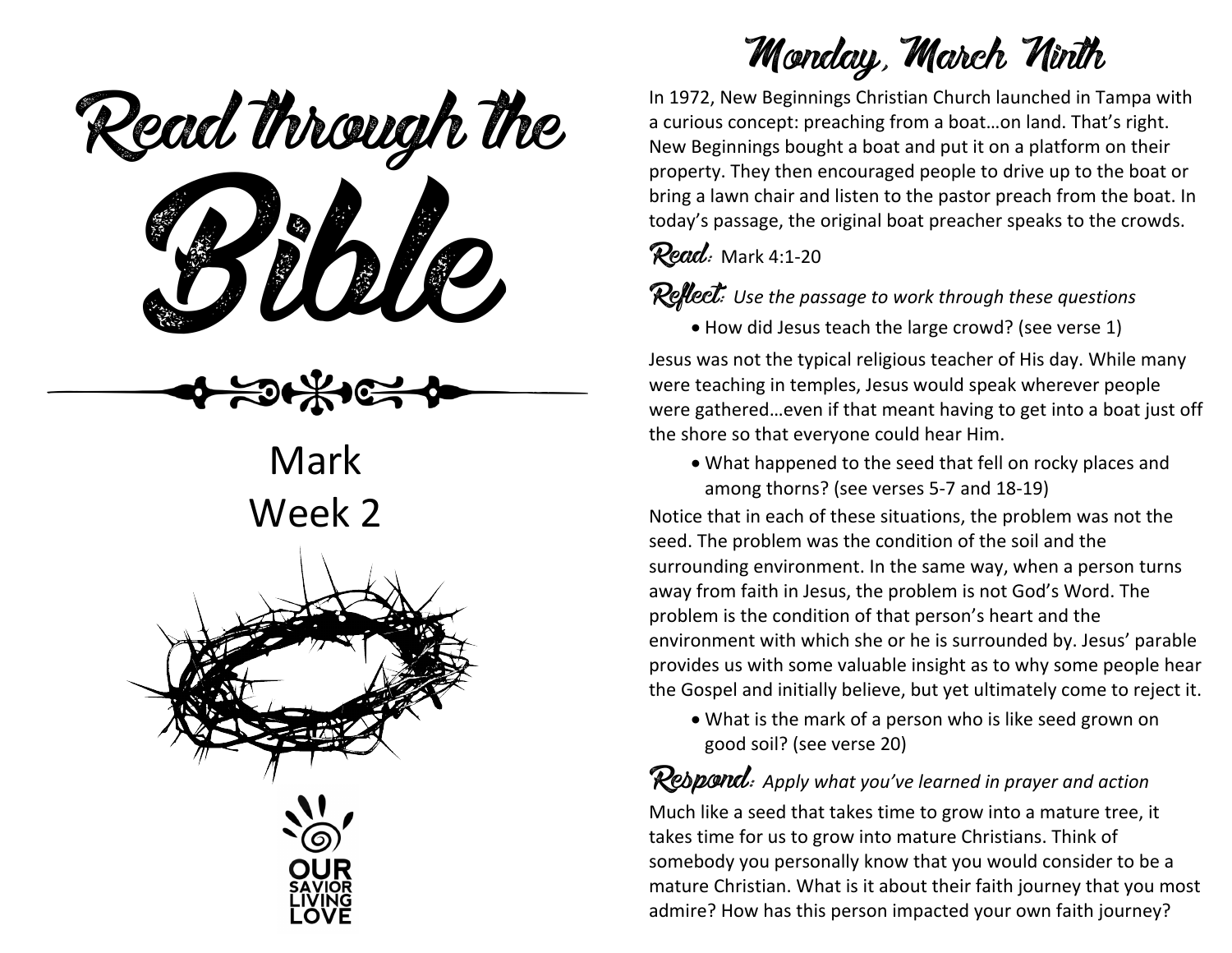# Read through the Bible

## Mark
## Week 2

OUR SAVIOR LIVING LOVE

## Monday, March Ninth

In 1972, New Beginnings Christian Church launched in Tampa with a curious concept: preaching from a boat…on land. That's right. New Beginnings bought a boat and put it on a platform on their property. They then encouraged people to drive up to the boat or bring a lawn chair and listen to the pastor preach from the boat. In today's passage, the original boat preacher speaks to the crowds.

**Read:** Mark 4:1-20

**Reflect:** *Use the passage to work through these questions*

- How did Jesus teach the large crowd? (see verse 1)

Jesus was not the typical religious teacher of His day. While many were teaching in temples, Jesus would speak wherever people were gathered…even if that meant having to get into a boat just off the shore so that everyone could hear Him.

- What happened to the seed that fell on rocky places and among thorns? (see verses 5-7 and 18-19)

Notice that in each of these situations, the problem was not the seed. The problem was the condition of the soil and the surrounding environment. In the same way, when a person turns away from faith in Jesus, the problem is not God's Word. The problem is the condition of that person's heart and the environment with which she or he is surrounded by. Jesus' parable provides us with some valuable insight as to why some people hear the Gospel and initially believe, but yet ultimately come to reject it.

- What is the mark of a person who is like seed grown on good soil? (see verse 20)

**Respond:** *Apply what you've learned in prayer and action*

Much like a seed that takes time to grow into a mature tree, it takes time for us to grow into mature Christians. Think of somebody you personally know that you would consider to be a mature Christian. What is it about their faith journey that you most admire? How has this person impacted your own faith journey?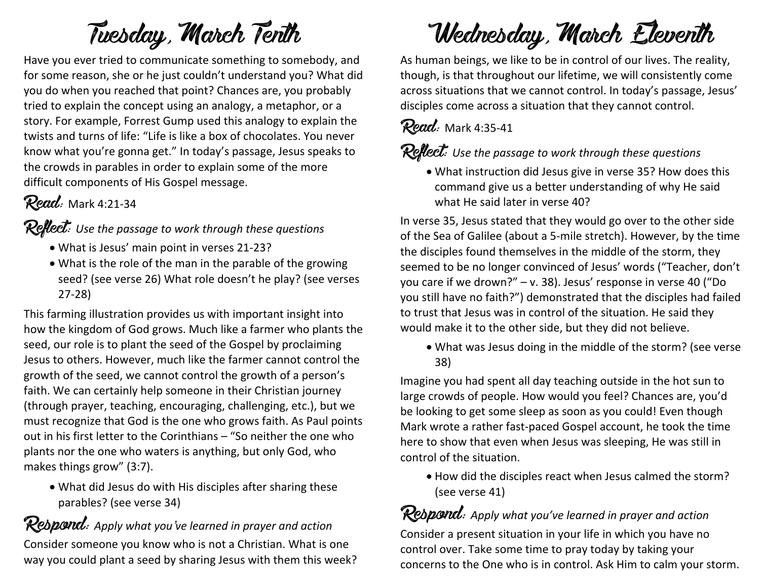# Tuesday, March Tenth

Have you ever tried to communicate something to somebody, and for some reason, she or he just couldn't understand you? What did you do when you reached that point? Chances are, you probably tried to explain the concept using an analogy, a metaphor, or a story. For example, Forrest Gump used this analogy to explain the twists and turns of life: "Life is like a box of chocolates. You never know what you're gonna get." In today's passage, Jesus speaks to the crowds in parables in order to explain some of the more difficult components of His Gospel message.

**Read:** Mark 4:21-34

**Reflect:** *Use the passage to work through these questions*

- What is Jesus' main point in verses 21-23?
- What is the role of the man in the parable of the growing seed? (see verse 26) What role doesn't he play? (see verses 27-28)

This farming illustration provides us with important insight into how the kingdom of God grows. Much like a farmer who plants the seed, our role is to plant the seed of the Gospel by proclaiming Jesus to others. However, much like the farmer cannot control the growth of the seed, we cannot control the growth of a person's faith. We can certainly help someone in their Christian journey (through prayer, teaching, encouraging, challenging, etc.), but we must recognize that God is the one who grows faith. As Paul points out in his first letter to the Corinthians – "So neither the one who plants nor the one who waters is anything, but only God, who makes things grow" (3:7).

- What did Jesus do with His disciples after sharing these parables? (see verse 34)

**Respond:** *Apply what you've learned in prayer and action*

Consider someone you know who is not a Christian. What is one way you could plant a seed by sharing Jesus with them this week?

# Wednesday, March Eleventh

As human beings, we like to be in control of our lives. The reality, though, is that throughout our lifetime, we will consistently come across situations that we cannot control. In today's passage, Jesus' disciples come across a situation that they cannot control.

**Read:** Mark 4:35-41

**Reflect:** *Use the passage to work through these questions*

- What instruction did Jesus give in verse 35? How does this command give us a better understanding of why He said what He said later in verse 40?

In verse 35, Jesus stated that they would go over to the other side of the Sea of Galilee (about a 5-mile stretch). However, by the time the disciples found themselves in the middle of the storm, they seemed to be no longer convinced of Jesus' words ("Teacher, don't you care if we drown?" – v. 38). Jesus' response in verse 40 ("Do you still have no faith?") demonstrated that the disciples had failed to trust that Jesus was in control of the situation. He said they would make it to the other side, but they did not believe.

- What was Jesus doing in the middle of the storm? (see verse 38)

Imagine you had spent all day teaching outside in the hot sun to large crowds of people. How would you feel? Chances are, you'd be looking to get some sleep as soon as you could! Even though Mark wrote a rather fast-paced Gospel account, he took the time here to show that even when Jesus was sleeping, He was still in control of the situation.

- How did the disciples react when Jesus calmed the storm? (see verse 41)

**Respond:** *Apply what you've learned in prayer and action*

Consider a present situation in your life in which you have no control over. Take some time to pray today by taking your concerns to the One who is in control. Ask Him to calm your storm.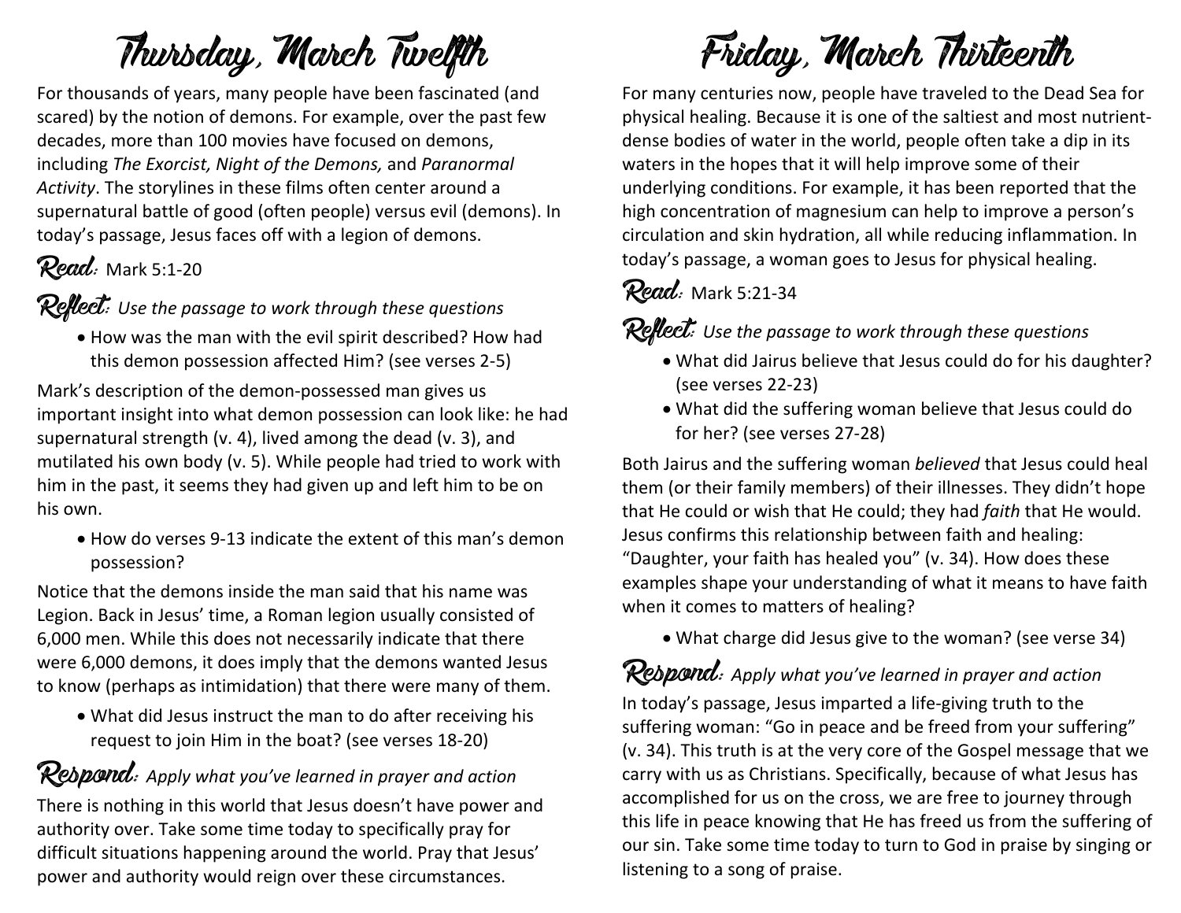# Thursday, March Twelfth

For thousands of years, many people have been fascinated (and scared) by the notion of demons. For example, over the past few decades, more than 100 movies have focused on demons, including *The Exorcist, Night of the Demons,* and *Paranormal Activity*. The storylines in these films often center around a supernatural battle of good (often people) versus evil (demons). In today's passage, Jesus faces off with a legion of demons.

## Read: Mark 5:1-20

## Reflect: *Use the passage to work through these questions*

- How was the man with the evil spirit described? How had this demon possession affected Him? (see verses 2-5)

Mark's description of the demon-possessed man gives us important insight into what demon possession can look like: he had supernatural strength (v. 4), lived among the dead (v. 3), and mutilated his own body (v. 5). While people had tried to work with him in the past, it seems they had given up and left him to be on his own.

- How do verses 9-13 indicate the extent of this man's demon possession?

Notice that the demons inside the man said that his name was Legion. Back in Jesus' time, a Roman legion usually consisted of 6,000 men. While this does not necessarily indicate that there were 6,000 demons, it does imply that the demons wanted Jesus to know (perhaps as intimidation) that there were many of them.

- What did Jesus instruct the man to do after receiving his request to join Him in the boat? (see verses 18-20)

## Respond: *Apply what you've learned in prayer and action*

There is nothing in this world that Jesus doesn't have power and authority over. Take some time today to specifically pray for difficult situations happening around the world. Pray that Jesus' power and authority would reign over these circumstances.

# Friday, March Thirteenth

For many centuries now, people have traveled to the Dead Sea for physical healing. Because it is one of the saltiest and most nutrient-dense bodies of water in the world, people often take a dip in its waters in the hopes that it will help improve some of their underlying conditions. For example, it has been reported that the high concentration of magnesium can help to improve a person's circulation and skin hydration, all while reducing inflammation. In today's passage, a woman goes to Jesus for physical healing.

## Read: Mark 5:21-34

## Reflect: *Use the passage to work through these questions*

- What did Jairus believe that Jesus could do for his daughter? (see verses 22-23)
- What did the suffering woman believe that Jesus could do for her? (see verses 27-28)

Both Jairus and the suffering woman *believed* that Jesus could heal them (or their family members) of their illnesses. They didn't hope that He could or wish that He could; they had *faith* that He would. Jesus confirms this relationship between faith and healing: "Daughter, your faith has healed you" (v. 34). How does these examples shape your understanding of what it means to have faith when it comes to matters of healing?

- What charge did Jesus give to the woman? (see verse 34)

## Respond: *Apply what you've learned in prayer and action*

In today's passage, Jesus imparted a life-giving truth to the suffering woman: "Go in peace and be freed from your suffering" (v. 34). This truth is at the very core of the Gospel message that we carry with us as Christians. Specifically, because of what Jesus has accomplished for us on the cross, we are free to journey through this life in peace knowing that He has freed us from the suffering of our sin. Take some time today to turn to God in praise by singing or listening to a song of praise.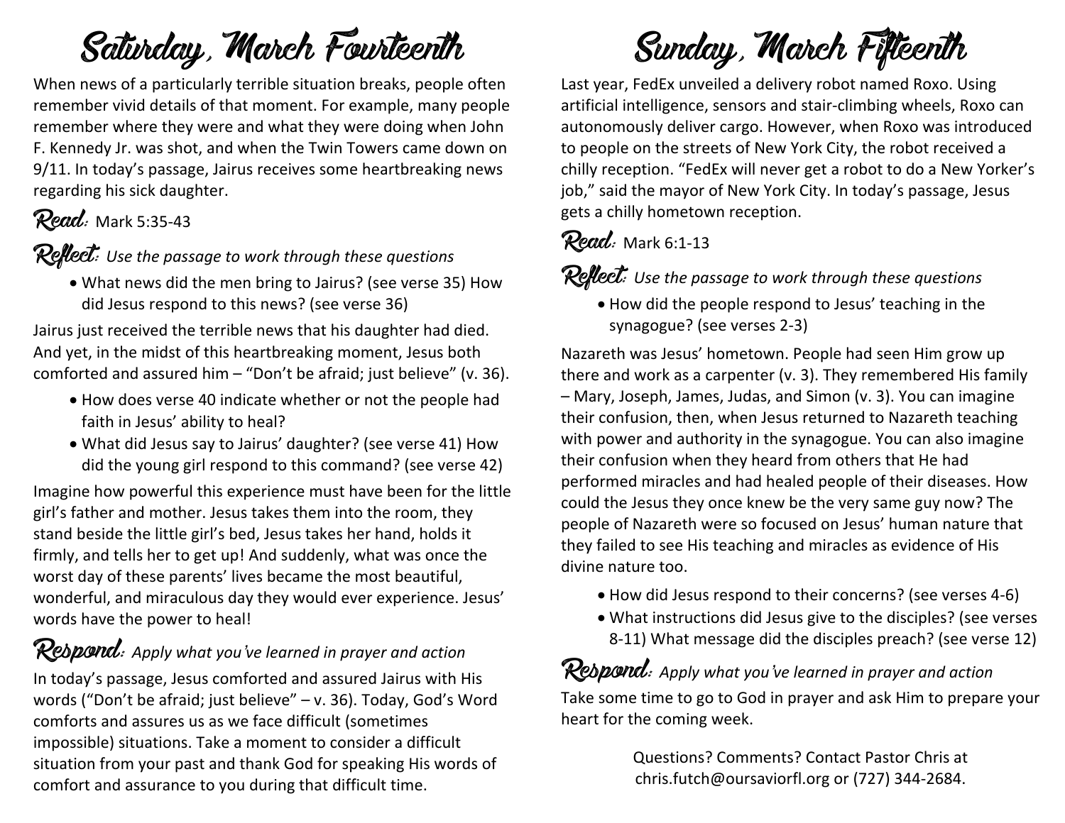# Saturday, March Fourteenth

When news of a particularly terrible situation breaks, people often remember vivid details of that moment. For example, many people remember where they were and what they were doing when John F. Kennedy Jr. was shot, and when the Twin Towers came down on 9/11. In today's passage, Jairus receives some heartbreaking news regarding his sick daughter.

## Read: Mark 5:35-43

## Reflect: *Use the passage to work through these questions*

- What news did the men bring to Jairus? (see verse 35) How did Jesus respond to this news? (see verse 36)

Jairus just received the terrible news that his daughter had died. And yet, in the midst of this heartbreaking moment, Jesus both comforted and assured him – "Don't be afraid; just believe" (v. 36).

- How does verse 40 indicate whether or not the people had faith in Jesus' ability to heal?
- What did Jesus say to Jairus' daughter? (see verse 41) How did the young girl respond to this command? (see verse 42)

Imagine how powerful this experience must have been for the little girl's father and mother. Jesus takes them into the room, they stand beside the little girl's bed, Jesus takes her hand, holds it firmly, and tells her to get up! And suddenly, what was once the worst day of these parents' lives became the most beautiful, wonderful, and miraculous day they would ever experience. Jesus' words have the power to heal!

## Respond: *Apply what you've learned in prayer and action*

In today's passage, Jesus comforted and assured Jairus with His words ("Don't be afraid; just believe" – v. 36). Today, God's Word comforts and assures us as we face difficult (sometimes impossible) situations. Take a moment to consider a difficult situation from your past and thank God for speaking His words of comfort and assurance to you during that difficult time.

# Sunday, March Fifteenth

Last year, FedEx unveiled a delivery robot named Roxo. Using artificial intelligence, sensors and stair-climbing wheels, Roxo can autonomously deliver cargo. However, when Roxo was introduced to people on the streets of New York City, the robot received a chilly reception. "FedEx will never get a robot to do a New Yorker's job," said the mayor of New York City. In today's passage, Jesus gets a chilly hometown reception.

## Read: Mark 6:1-13

## Reflect: *Use the passage to work through these questions*

- How did the people respond to Jesus' teaching in the synagogue? (see verses 2-3)

Nazareth was Jesus' hometown. People had seen Him grow up there and work as a carpenter (v. 3). They remembered His family – Mary, Joseph, James, Judas, and Simon (v. 3). You can imagine their confusion, then, when Jesus returned to Nazareth teaching with power and authority in the synagogue. You can also imagine their confusion when they heard from others that He had performed miracles and had healed people of their diseases. How could the Jesus they once knew be the very same guy now? The people of Nazareth were so focused on Jesus' human nature that they failed to see His teaching and miracles as evidence of His divine nature too.

- How did Jesus respond to their concerns? (see verses 4-6)
- What instructions did Jesus give to the disciples? (see verses 8-11) What message did the disciples preach? (see verse 12)

## Respond: *Apply what you've learned in prayer and action*

Take some time to go to God in prayer and ask Him to prepare your heart for the coming week.

Questions? Comments? Contact Pastor Chris at chris.futch@oursaviorfl.org or (727) 344-2684.